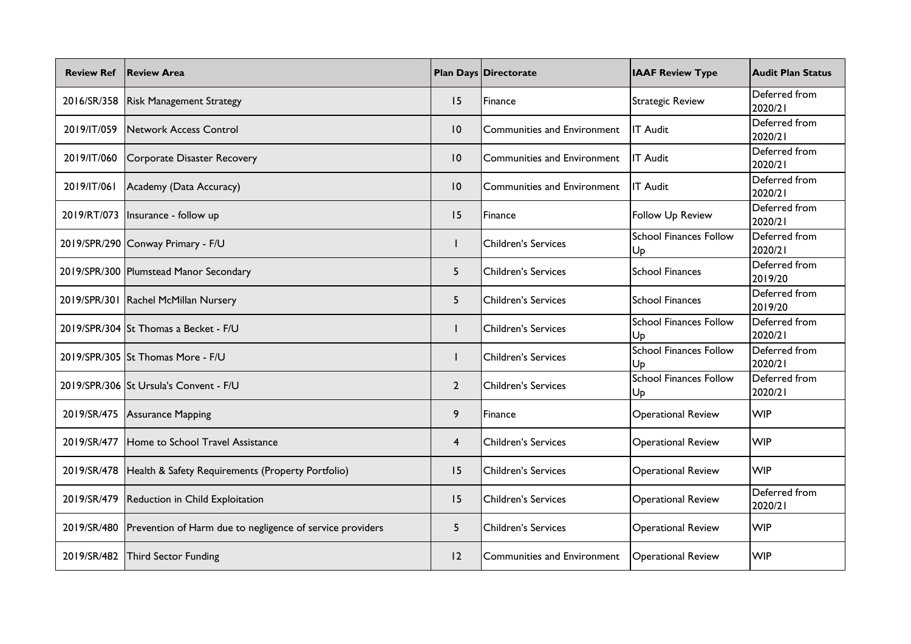| Review Ref | Review Area | Plan Days | Directorate | IAAF Review Type | Audit Plan Status |
|---|---|---|---|---|---|
| 2016/SR/358 | Risk Management Strategy | 15 | Finance | Strategic Review | Deferred from 2020/21 |
| 2019/IT/059 | Network Access Control | 10 | Communities and Environment | IT Audit | Deferred from 2020/21 |
| 2019/IT/060 | Corporate Disaster Recovery | 10 | Communities and Environment | IT Audit | Deferred from 2020/21 |
| 2019/IT/061 | Academy (Data Accuracy) | 10 | Communities and Environment | IT Audit | Deferred from 2020/21 |
| 2019/RT/073 | Insurance - follow up | 15 | Finance | Follow Up Review | Deferred from 2020/21 |
| 2019/SPR/290 | Conway Primary - F/U | 1 | Children's Services | School Finances Follow Up | Deferred from 2020/21 |
| 2019/SPR/300 | Plumstead Manor Secondary | 5 | Children's Services | School Finances | Deferred from 2019/20 |
| 2019/SPR/301 | Rachel McMillan Nursery | 5 | Children's Services | School Finances | Deferred from 2019/20 |
| 2019/SPR/304 | St Thomas a Becket - F/U | 1 | Children's Services | School Finances Follow Up | Deferred from 2020/21 |
| 2019/SPR/305 | St Thomas More - F/U | 1 | Children's Services | School Finances Follow Up | Deferred from 2020/21 |
| 2019/SPR/306 | St Ursula's Convent - F/U | 2 | Children's Services | School Finances Follow Up | Deferred from 2020/21 |
| 2019/SR/475 | Assurance Mapping | 9 | Finance | Operational Review | WIP |
| 2019/SR/477 | Home to School Travel Assistance | 4 | Children's Services | Operational Review | WIP |
| 2019/SR/478 | Health & Safety Requirements (Property Portfolio) | 15 | Children's Services | Operational Review | WIP |
| 2019/SR/479 | Reduction in Child Exploitation | 15 | Children's Services | Operational Review | Deferred from 2020/21 |
| 2019/SR/480 | Prevention of Harm due to negligence of service providers | 5 | Children's Services | Operational Review | WIP |
| 2019/SR/482 | Third Sector Funding | 12 | Communities and Environment | Operational Review | WIP |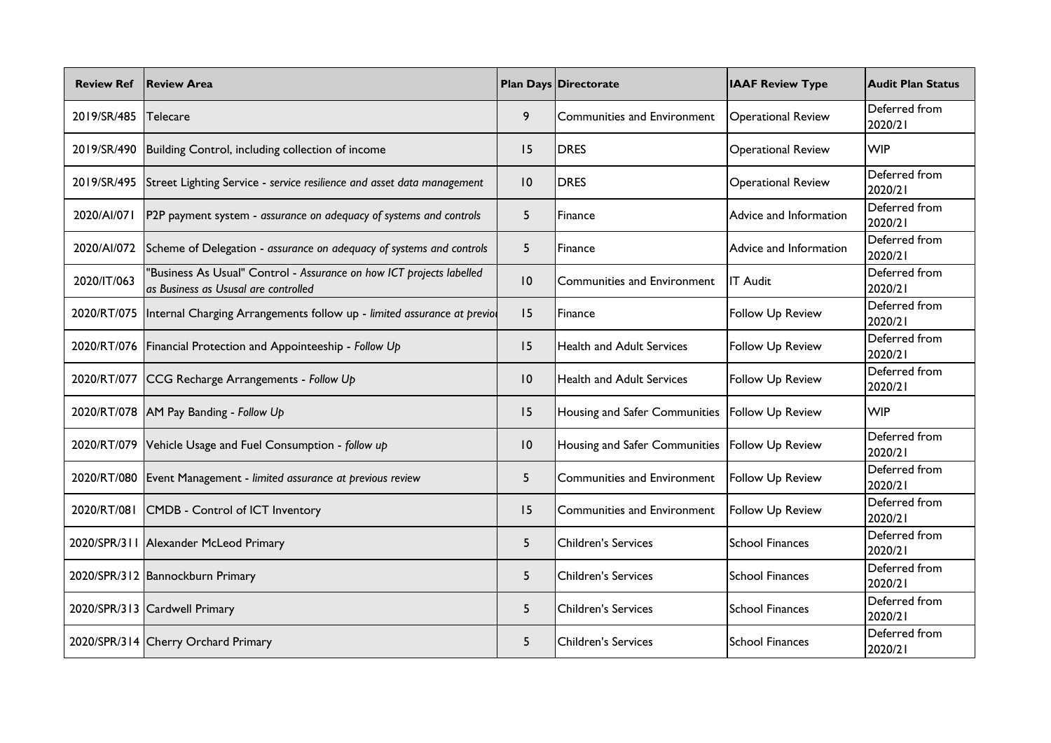| Review Ref | Review Area | Plan Days | Directorate | IAAF Review Type | Audit Plan Status |
|---|---|---|---|---|---|
| 2019/SR/485 | Telecare | 9 | Communities and Environment | Operational Review | Deferred from 2020/21 |
| 2019/SR/490 | Building Control, including collection of income | 15 | DRES | Operational Review | WIP |
| 2019/SR/495 | Street Lighting Service - *service resilience and asset data management* | 10 | DRES | Operational Review | Deferred from 2020/21 |
| 2020/AI/071 | P2P payment system - *assurance on adequacy of systems and controls* | 5 | Finance | Advice and Information | Deferred from 2020/21 |
| 2020/AI/072 | Scheme of Delegation - *assurance on adequacy of systems and controls* | 5 | Finance | Advice and Information | Deferred from 2020/21 |
| 2020/IT/063 | "Business As Usual" Control - *Assurance on how ICT projects labelled as Business as Ususal are controlled* | 10 | Communities and Environment | IT Audit | Deferred from 2020/21 |
| 2020/RT/075 | Internal Charging Arrangements follow up - *limited assurance at previou* | 15 | Finance | Follow Up Review | Deferred from 2020/21 |
| 2020/RT/076 | Financial Protection and Appointeeship - *Follow Up* | 15 | Health and Adult Services | Follow Up Review | Deferred from 2020/21 |
| 2020/RT/077 | CCG Recharge Arrangements - *Follow Up* | 10 | Health and Adult Services | Follow Up Review | Deferred from 2020/21 |
| 2020/RT/078 | AM Pay Banding - *Follow Up* | 15 | Housing and Safer Communities | Follow Up Review | WIP |
| 2020/RT/079 | Vehicle Usage and Fuel Consumption - *follow up* | 10 | Housing and Safer Communities | Follow Up Review | Deferred from 2020/21 |
| 2020/RT/080 | Event Management - *limited assurance at previous review* | 5 | Communities and Environment | Follow Up Review | Deferred from 2020/21 |
| 2020/RT/081 | CMDB - Control of ICT Inventory | 15 | Communities and Environment | Follow Up Review | Deferred from 2020/21 |
| 2020/SPR/311 | Alexander McLeod Primary | 5 | Children's Services | School Finances | Deferred from 2020/21 |
| 2020/SPR/312 | Bannockburn Primary | 5 | Children's Services | School Finances | Deferred from 2020/21 |
| 2020/SPR/313 | Cardwell Primary | 5 | Children's Services | School Finances | Deferred from 2020/21 |
| 2020/SPR/314 | Cherry Orchard Primary | 5 | Children's Services | School Finances | Deferred from 2020/21 |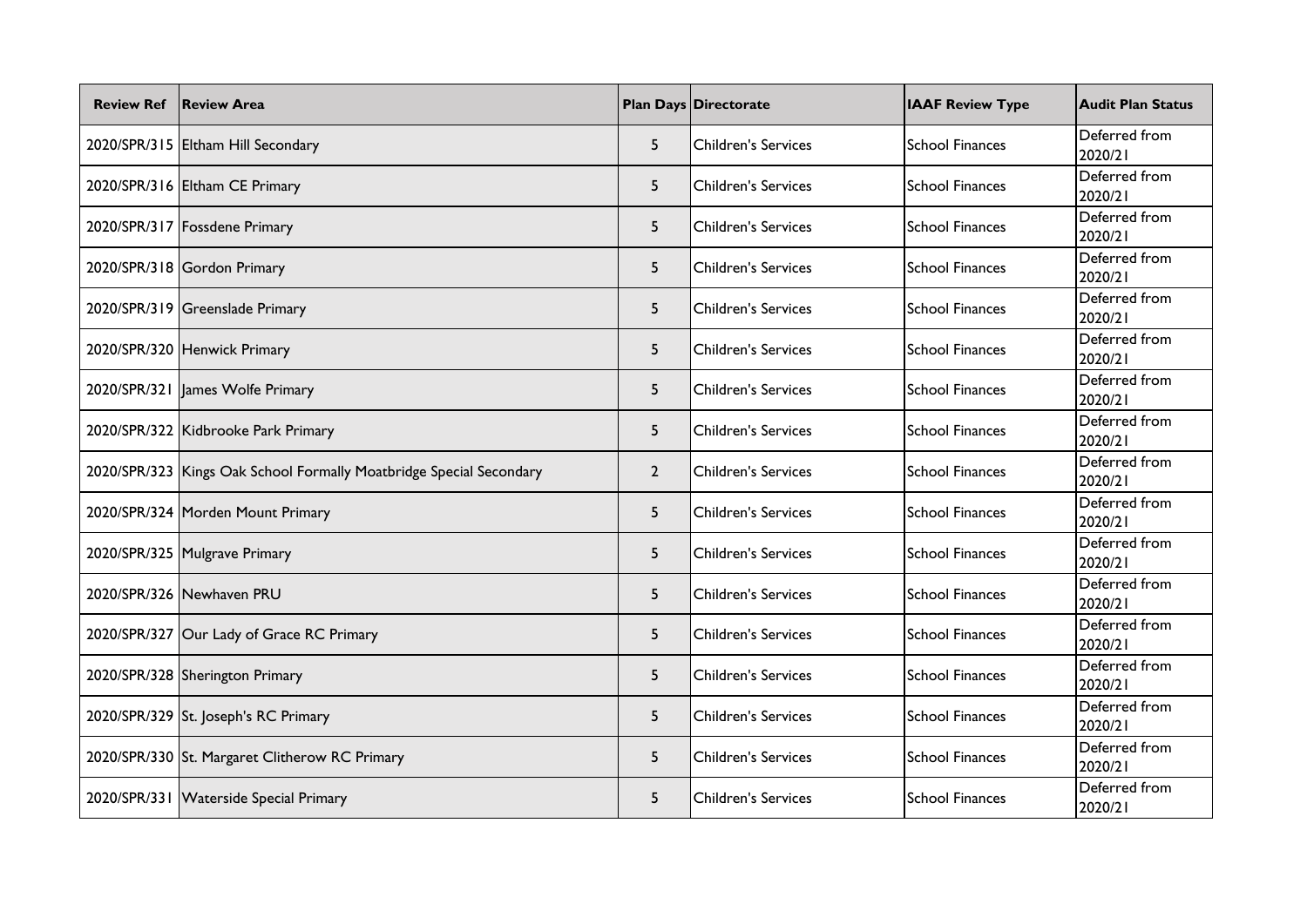| Review Ref | Review Area | Plan Days | Directorate | IAAF Review Type | Audit Plan Status |
|---|---|---|---|---|---|
| 2020/SPR/315 | Eltham Hill Secondary | 5 | Children's Services | School Finances | Deferred from 2020/21 |
| 2020/SPR/316 | Eltham CE Primary | 5 | Children's Services | School Finances | Deferred from 2020/21 |
| 2020/SPR/317 | Fossdene Primary | 5 | Children's Services | School Finances | Deferred from 2020/21 |
| 2020/SPR/318 | Gordon Primary | 5 | Children's Services | School Finances | Deferred from 2020/21 |
| 2020/SPR/319 | Greenslade Primary | 5 | Children's Services | School Finances | Deferred from 2020/21 |
| 2020/SPR/320 | Henwick Primary | 5 | Children's Services | School Finances | Deferred from 2020/21 |
| 2020/SPR/321 | James Wolfe Primary | 5 | Children's Services | School Finances | Deferred from 2020/21 |
| 2020/SPR/322 | Kidbrooke Park Primary | 5 | Children's Services | School Finances | Deferred from 2020/21 |
| 2020/SPR/323 | Kings Oak School Formally Moatbridge Special Secondary | 2 | Children's Services | School Finances | Deferred from 2020/21 |
| 2020/SPR/324 | Morden Mount Primary | 5 | Children's Services | School Finances | Deferred from 2020/21 |
| 2020/SPR/325 | Mulgrave Primary | 5 | Children's Services | School Finances | Deferred from 2020/21 |
| 2020/SPR/326 | Newhaven PRU | 5 | Children's Services | School Finances | Deferred from 2020/21 |
| 2020/SPR/327 | Our Lady of Grace RC Primary | 5 | Children's Services | School Finances | Deferred from 2020/21 |
| 2020/SPR/328 | Sherington Primary | 5 | Children's Services | School Finances | Deferred from 2020/21 |
| 2020/SPR/329 | St. Joseph's RC Primary | 5 | Children's Services | School Finances | Deferred from 2020/21 |
| 2020/SPR/330 | St. Margaret Clitherow RC Primary | 5 | Children's Services | School Finances | Deferred from 2020/21 |
| 2020/SPR/331 | Waterside Special Primary | 5 | Children's Services | School Finances | Deferred from 2020/21 |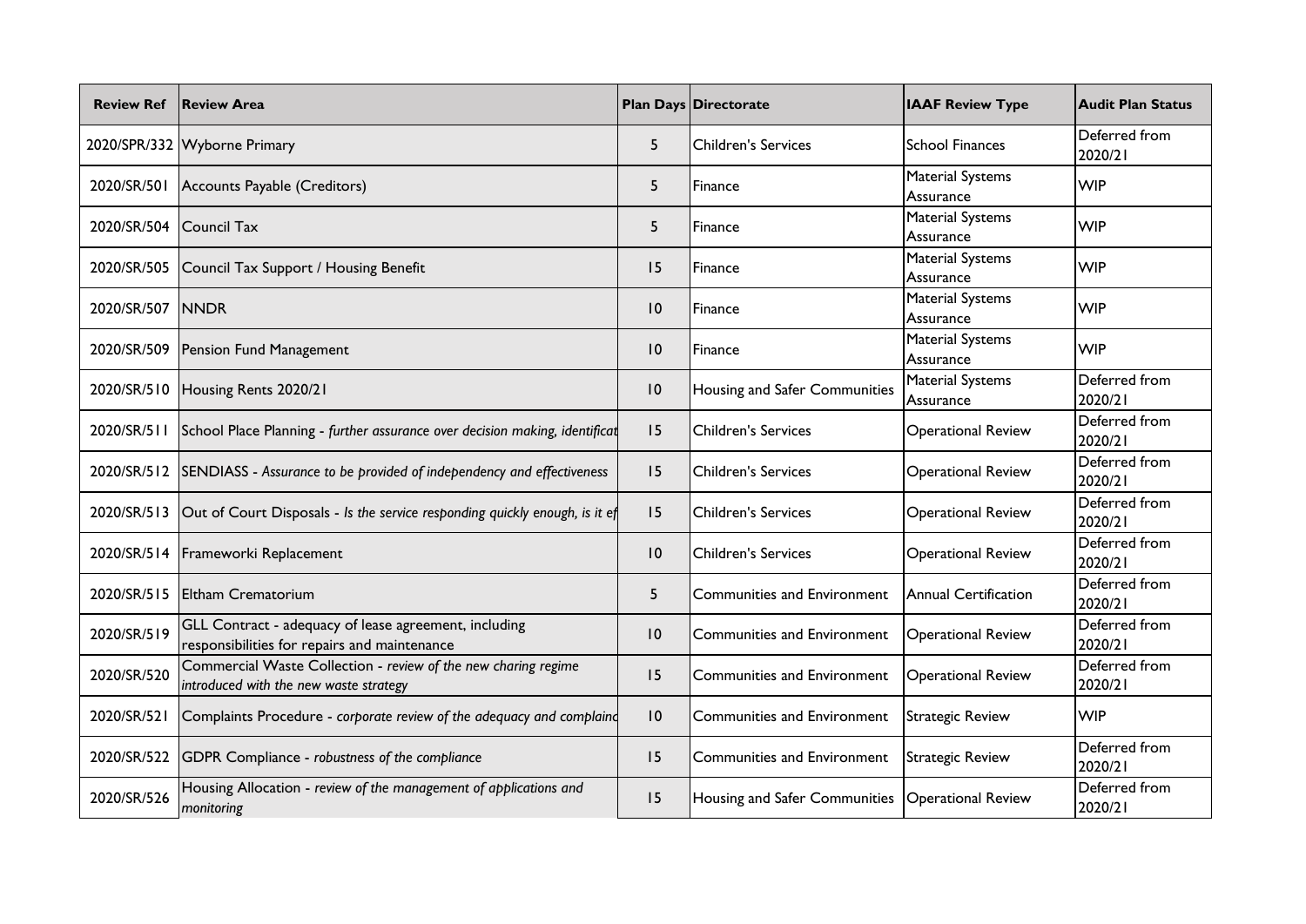| Review Ref | Review Area | Plan Days | Directorate | IAAF Review Type | Audit Plan Status |
|---|---|---|---|---|---|
| 2020/SPR/332 | Wyborne Primary | 5 | Children's Services | School Finances | Deferred from 2020/21 |
| 2020/SR/501 | Accounts Payable (Creditors) | 5 | Finance | Material Systems Assurance | WIP |
| 2020/SR/504 | Council Tax | 5 | Finance | Material Systems Assurance | WIP |
| 2020/SR/505 | Council Tax Support / Housing Benefit | 15 | Finance | Material Systems Assurance | WIP |
| 2020/SR/507 | NNDR | 10 | Finance | Material Systems Assurance | WIP |
| 2020/SR/509 | Pension Fund Management | 10 | Finance | Material Systems Assurance | WIP |
| 2020/SR/510 | Housing Rents 2020/21 | 10 | Housing and Safer Communities | Material Systems Assurance | Deferred from 2020/21 |
| 2020/SR/511 | School Place Planning - *further assurance over decision making, identificat* | 15 | Children's Services | Operational Review | Deferred from 2020/21 |
| 2020/SR/512 | SENDIASS - *Assurance to be provided of independency and effectiveness* | 15 | Children's Services | Operational Review | Deferred from 2020/21 |
| 2020/SR/513 | Out of Court Disposals - *Is the service responding quickly enough, is it ef* | 15 | Children's Services | Operational Review | Deferred from 2020/21 |
| 2020/SR/514 | Frameworki Replacement | 10 | Children's Services | Operational Review | Deferred from 2020/21 |
| 2020/SR/515 | Eltham Crematorium | 5 | Communities and Environment | Annual Certification | Deferred from 2020/21 |
| 2020/SR/519 | GLL Contract - adequacy of lease agreement, including responsibilities for repairs and maintenance | 10 | Communities and Environment | Operational Review | Deferred from 2020/21 |
| 2020/SR/520 | Commercial Waste Collection - *review of the new charing regime introduced with the new waste strategy* | 15 | Communities and Environment | Operational Review | Deferred from 2020/21 |
| 2020/SR/521 | Complaints Procedure - *corporate review of the adequacy and complainc* | 10 | Communities and Environment | Strategic Review | WIP |
| 2020/SR/522 | GDPR Compliance - *robustness of the compliance* | 15 | Communities and Environment | Strategic Review | Deferred from 2020/21 |
| 2020/SR/526 | Housing Allocation - *review of the management of applications and monitoring* | 15 | Housing and Safer Communities | Operational Review | Deferred from 2020/21 |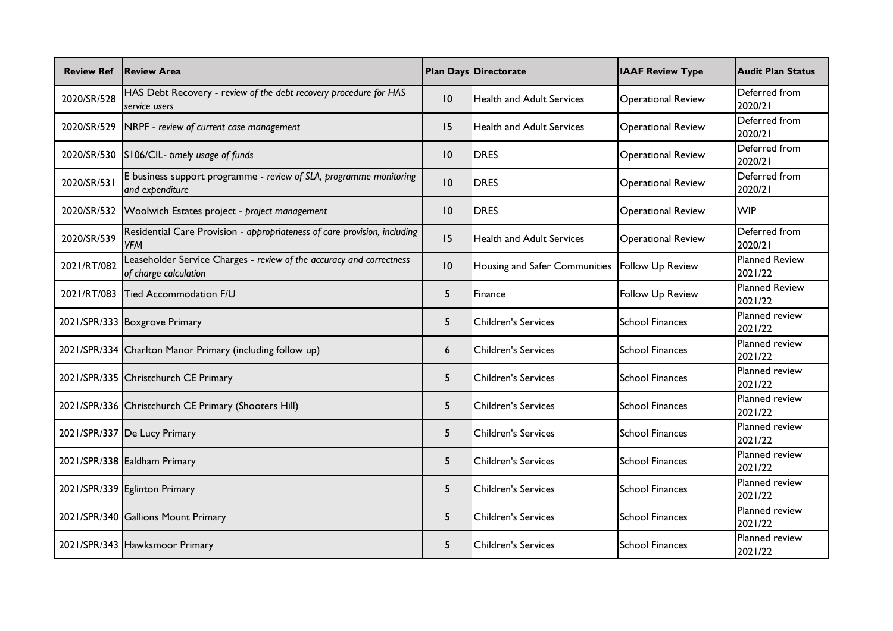| Review Ref | Review Area | Plan Days | Directorate | IAAF Review Type | Audit Plan Status |
|---|---|---|---|---|---|
| 2020/SR/528 | HAS Debt Recovery - *review of the debt recovery procedure for HAS service users* | 10 | Health and Adult Services | Operational Review | Deferred from 2020/21 |
| 2020/SR/529 | NRPF - *review of current case management* | 15 | Health and Adult Services | Operational Review | Deferred from 2020/21 |
| 2020/SR/530 | S106/CIL- *timely usage of funds* | 10 | DRES | Operational Review | Deferred from 2020/21 |
| 2020/SR/531 | E business support programme - *review of SLA, programme monitoring and expenditure* | 10 | DRES | Operational Review | Deferred from 2020/21 |
| 2020/SR/532 | Woolwich Estates project - *project management* | 10 | DRES | Operational Review | WIP |
| 2020/SR/539 | Residential Care Provision - *appropriateness of care provision, including VFM* | 15 | Health and Adult Services | Operational Review | Deferred from 2020/21 |
| 2021/RT/082 | Leaseholder Service Charges - *review of the accuracy and correctness of charge calculation* | 10 | Housing and Safer Communities | Follow Up Review | Planned Review 2021/22 |
| 2021/RT/083 | Tied Accommodation F/U | 5 | Finance | Follow Up Review | Planned Review 2021/22 |
| 2021/SPR/333 | Boxgrove Primary | 5 | Children's Services | School Finances | Planned review 2021/22 |
| 2021/SPR/334 | Charlton Manor Primary (including follow up) | 6 | Children's Services | School Finances | Planned review 2021/22 |
| 2021/SPR/335 | Christchurch CE Primary | 5 | Children's Services | School Finances | Planned review 2021/22 |
| 2021/SPR/336 | Christchurch CE Primary (Shooters Hill) | 5 | Children's Services | School Finances | Planned review 2021/22 |
| 2021/SPR/337 | De Lucy Primary | 5 | Children's Services | School Finances | Planned review 2021/22 |
| 2021/SPR/338 | Ealdham Primary | 5 | Children's Services | School Finances | Planned review 2021/22 |
| 2021/SPR/339 | Eglinton Primary | 5 | Children's Services | School Finances | Planned review 2021/22 |
| 2021/SPR/340 | Gallions Mount Primary | 5 | Children's Services | School Finances | Planned review 2021/22 |
| 2021/SPR/343 | Hawksmoor Primary | 5 | Children's Services | School Finances | Planned review 2021/22 |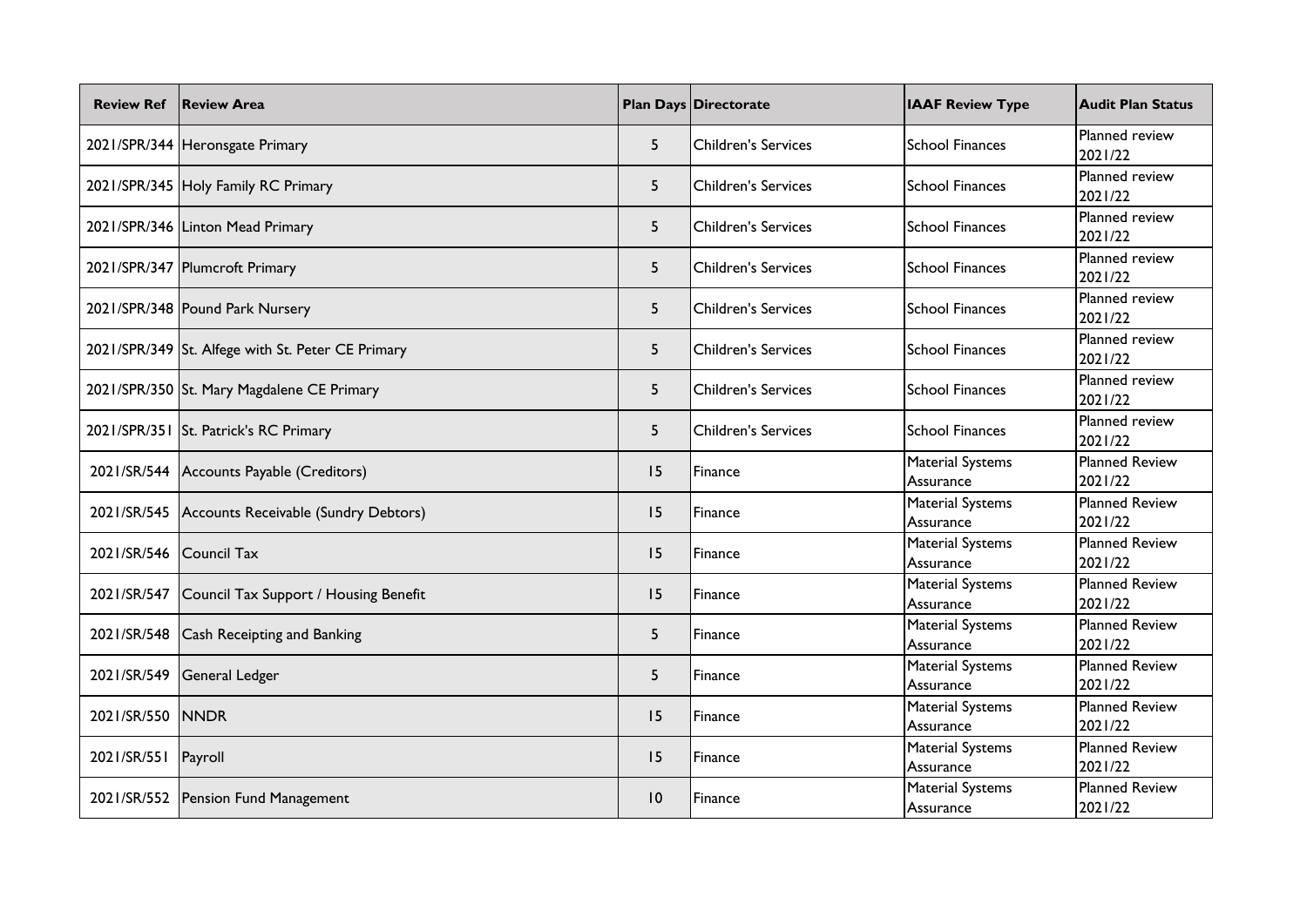| Review Ref | Review Area | Plan Days | Directorate | IAAF Review Type | Audit Plan Status |
|---|---|---|---|---|---|
| 2021/SPR/344 | Heronsgate Primary | 5 | Children's Services | School Finances | Planned review 2021/22 |
| 2021/SPR/345 | Holy Family RC Primary | 5 | Children's Services | School Finances | Planned review 2021/22 |
| 2021/SPR/346 | Linton Mead Primary | 5 | Children's Services | School Finances | Planned review 2021/22 |
| 2021/SPR/347 | Plumcroft Primary | 5 | Children's Services | School Finances | Planned review 2021/22 |
| 2021/SPR/348 | Pound Park Nursery | 5 | Children's Services | School Finances | Planned review 2021/22 |
| 2021/SPR/349 | St. Alfege with St. Peter CE Primary | 5 | Children's Services | School Finances | Planned review 2021/22 |
| 2021/SPR/350 | St. Mary Magdalene CE Primary | 5 | Children's Services | School Finances | Planned review 2021/22 |
| 2021/SPR/351 | St. Patrick's RC Primary | 5 | Children's Services | School Finances | Planned review 2021/22 |
| 2021/SR/544 | Accounts Payable (Creditors) | 15 | Finance | Material Systems Assurance | Planned Review 2021/22 |
| 2021/SR/545 | Accounts Receivable (Sundry Debtors) | 15 | Finance | Material Systems Assurance | Planned Review 2021/22 |
| 2021/SR/546 | Council Tax | 15 | Finance | Material Systems Assurance | Planned Review 2021/22 |
| 2021/SR/547 | Council Tax Support / Housing Benefit | 15 | Finance | Material Systems Assurance | Planned Review 2021/22 |
| 2021/SR/548 | Cash Receipting and Banking | 5 | Finance | Material Systems Assurance | Planned Review 2021/22 |
| 2021/SR/549 | General Ledger | 5 | Finance | Material Systems Assurance | Planned Review 2021/22 |
| 2021/SR/550 | NNDR | 15 | Finance | Material Systems Assurance | Planned Review 2021/22 |
| 2021/SR/551 | Payroll | 15 | Finance | Material Systems Assurance | Planned Review 2021/22 |
| 2021/SR/552 | Pension Fund Management | 10 | Finance | Material Systems Assurance | Planned Review 2021/22 |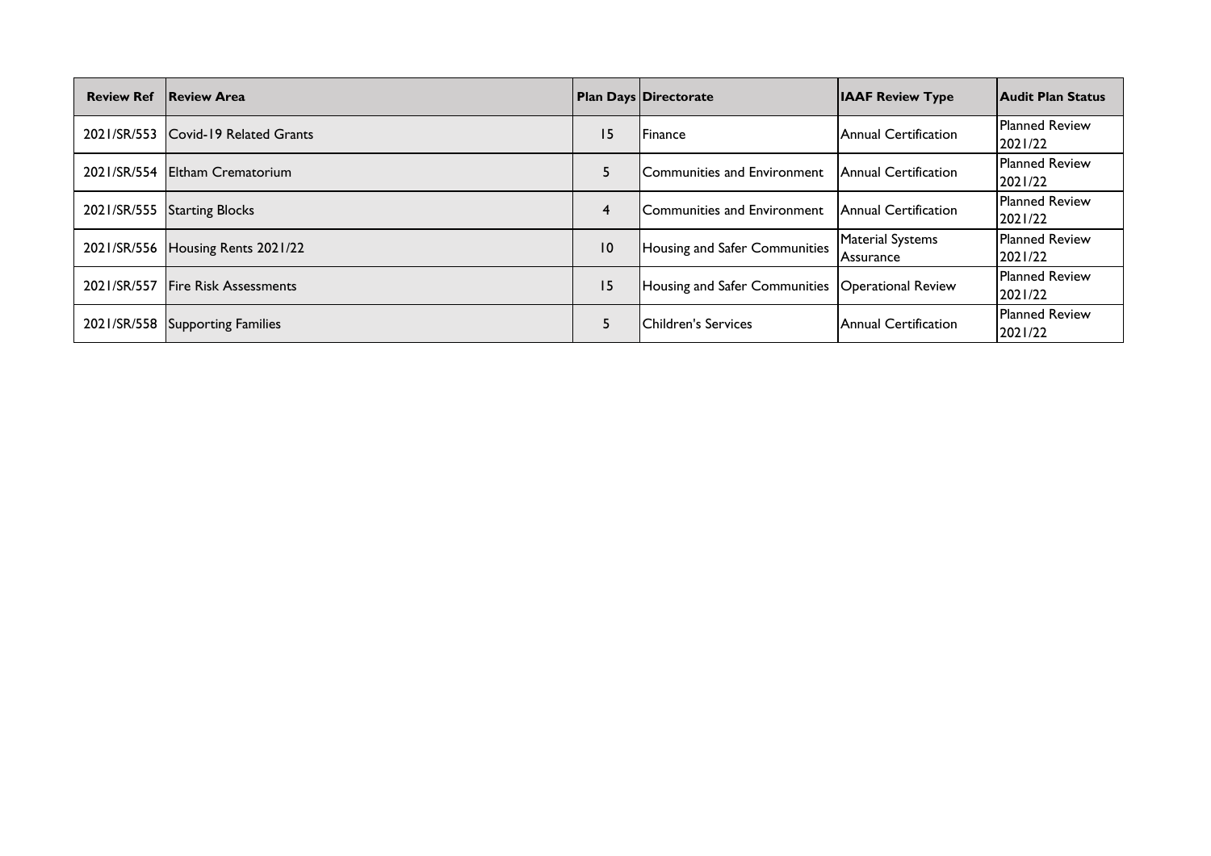| Review Ref | Review Area | Plan Days | Directorate | IAAF Review Type | Audit Plan Status |
|---|---|---|---|---|---|
| 2021/SR/553 | Covid-19 Related Grants | 15 | Finance | Annual Certification | Planned Review 2021/22 |
| 2021/SR/554 | Eltham Crematorium | 5 | Communities and Environment | Annual Certification | Planned Review 2021/22 |
| 2021/SR/555 | Starting Blocks | 4 | Communities and Environment | Annual Certification | Planned Review 2021/22 |
| 2021/SR/556 | Housing Rents 2021/22 | 10 | Housing and Safer Communities | Material Systems Assurance | Planned Review 2021/22 |
| 2021/SR/557 | Fire Risk Assessments | 15 | Housing and Safer Communities | Operational Review | Planned Review 2021/22 |
| 2021/SR/558 | Supporting Families | 5 | Children's Services | Annual Certification | Planned Review 2021/22 |